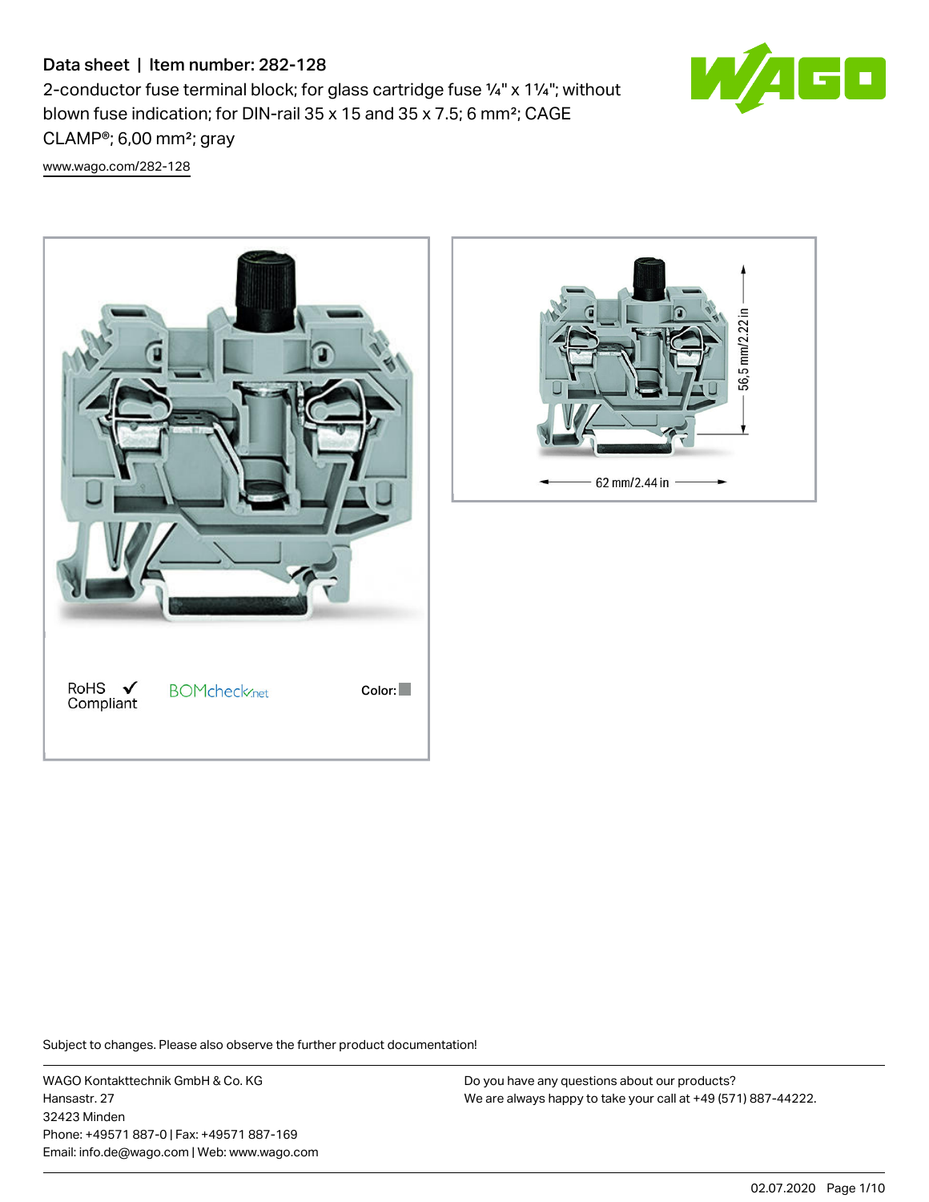# Data sheet | Item number: 282-128

2-conductor fuse terminal block; for glass cartridge fuse ¼" x 1¼"; without blown fuse indication; for DIN-rail 35 x 15 and 35 x 7.5; 6 mm²; CAGE CLAMP®; 6,00 mm²; gray

www.wago.com/282-128

RoHS ✓ Compliant

BOMcheck.net

Color:

56,5 mm/2.22 in

62 mm/2.44 in

Subject to changes. Please also observe the further product documentation!

WAGO Kontakttechnik GmbH & Co. KG
Hansastr. 27
32423 Minden
Phone: +49571 887-0 | Fax: +49571 887-169
Email: info.de@wago.com | Web: www.wago.com

Do you have any questions about our products?
We are always happy to take your call at +49 (571) 887-44222.

02.07.2020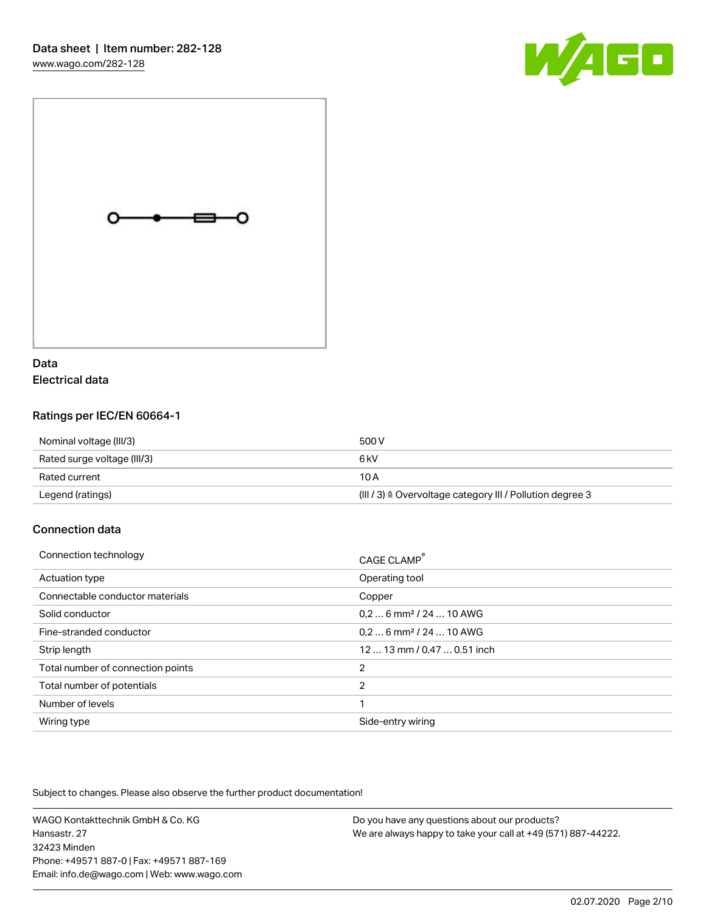Data sheet | Item number: 282-128
www.wago.com/282-128

## Data
### Electrical data

#### Ratings per IEC/EN 60664-1

| | |
|---|---|
| Nominal voltage (III/3) | 500 V |
| Rated surge voltage (III/3) | 6 kV |
| Rated current | 10 A |
| Legend (ratings) | (III / 3) ≙ Overvoltage category III / Pollution degree 3 |

### Connection data

| | |
|---|---|
| Connection technology | CAGE CLAMP® |
| Actuation type | Operating tool |
| Connectable conductor materials | Copper |
| Solid conductor | 0,2 … 6 mm² / 24 … 10 AWG |
| Fine-stranded conductor | 0,2 … 6 mm² / 24 … 10 AWG |
| Strip length | 12 … 13 mm / 0.47 … 0.51 inch |
| Total number of connection points | 2 |
| Total number of potentials | 2 |
| Number of levels | 1 |
| Wiring type | Side-entry wiring |

Subject to changes. Please also observe the further product documentation!

WAGO Kontakttechnik GmbH & Co. KG
Hansastr. 27
32423 Minden
Phone: +49571 887-0 | Fax: +49571 887-169
Email: info.de@wago.com | Web: www.wago.com

Do you have any questions about our products?
We are always happy to take your call at +49 (571) 887-44222.

02.07.2020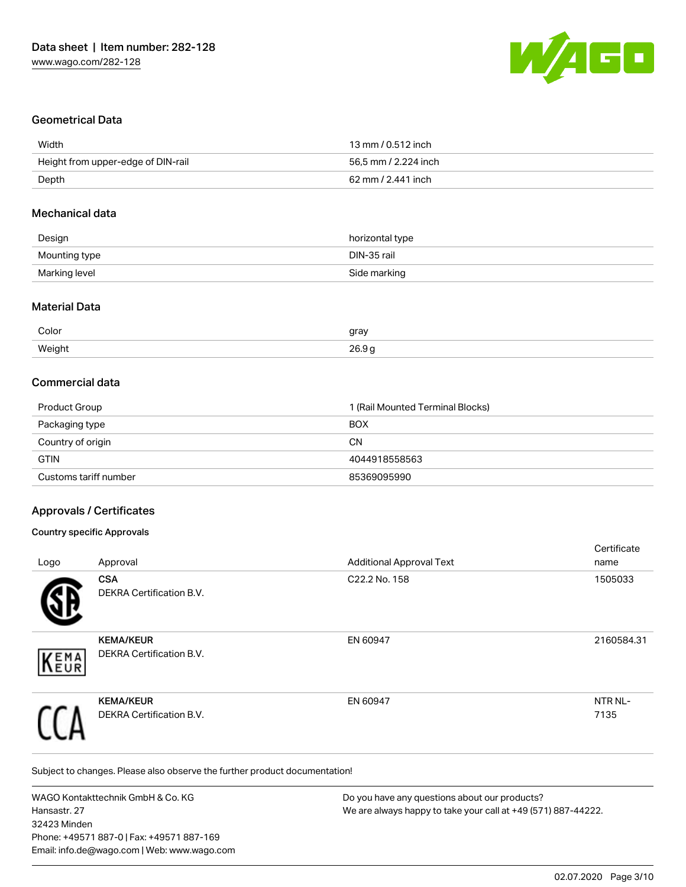## Geometrical Data

| | |
|---|---|
| Width | 13 mm / 0.512 inch |
| Height from upper-edge of DIN-rail | 56,5 mm / 2.224 inch |
| Depth | 62 mm / 2.441 inch |

## Mechanical data

| | |
|---|---|
| Design | horizontal type |
| Mounting type | DIN-35 rail |
| Marking level | Side marking |

## Material Data

| | |
|---|---|
| Color | gray |
| Weight | 26.9 g |

## Commercial data

| | |
|---|---|
| Product Group | 1 (Rail Mounted Terminal Blocks) |
| Packaging type | BOX |
| Country of origin | CN |
| GTIN | 4044918558563 |
| Customs tariff number | 85369095990 |

## Approvals / Certificates

### Country specific Approvals

| Logo | Approval | Additional Approval Text | Certificate name |
|---|---|---|---|
| | **CSA** DEKRA Certification B.V. | C22.2 No. 158 | 1505033 |
| | **KEMA/KEUR** DEKRA Certification B.V. | EN 60947 | 2160584.31 |
| | **KEMA/KEUR** DEKRA Certification B.V. | EN 60947 | NTR NL-7135 |

Subject to changes. Please also observe the further product documentation!

WAGO Kontakttechnik GmbH & Co. KG
Hansastr. 27
32423 Minden
Phone: +49571 887-0 | Fax: +49571 887-169
Email: info.de@wago.com | Web: www.wago.com

Do you have any questions about our products?
We are always happy to take your call at +49 (571) 887-44222.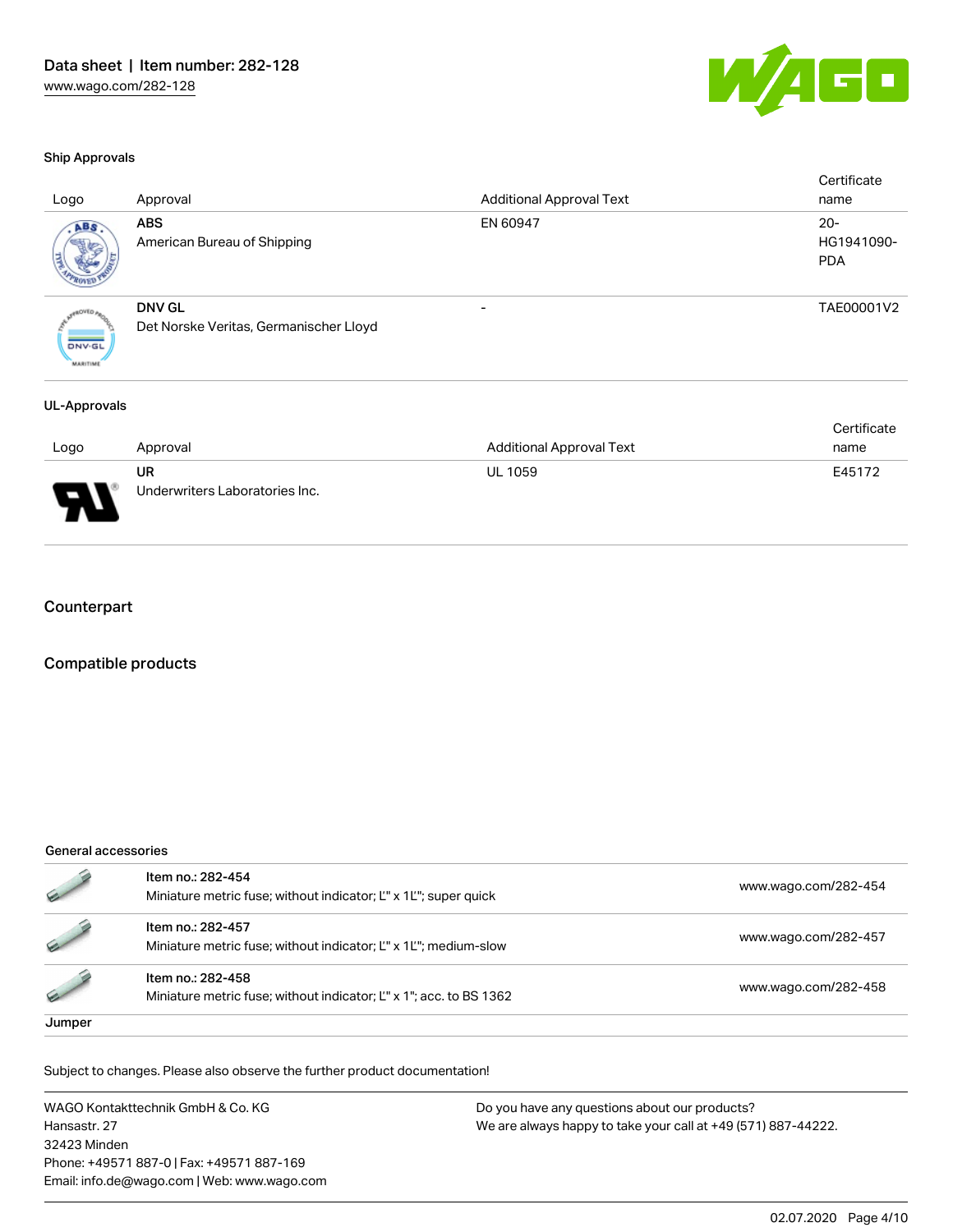### Ship Approvals

| Logo | Approval | Additional Approval Text | Certificate name |
|---|---|---|---|
| | **ABS**<br>American Bureau of Shipping | EN 60947 | 20-HG1941090-PDA |
| | **DNV GL**<br>Det Norske Veritas, Germanischer Lloyd | - | TAE00001V2 |

### UL-Approvals

| Logo | Approval | Additional Approval Text | Certificate name |
|---|---|---|---|
| | **UR**<br>Underwriters Laboratories Inc. | UL 1059 | E45172 |

## Counterpart

## Compatible products

### General accessories

| | | |
|---|---|---|
| | Item no.: 282-454<br>Miniature metric fuse; without indicator; L" x 1L"; super quick | www.wago.com/282-454 |
| | Item no.: 282-457<br>Miniature metric fuse; without indicator; L" x 1L"; medium-slow | www.wago.com/282-457 |
| | Item no.: 282-458<br>Miniature metric fuse; without indicator; L" x 1"; acc. to BS 1362 | www.wago.com/282-458 |

### Jumper

Subject to changes. Please also observe the further product documentation!

WAGO Kontakttechnik GmbH & Co. KG
Hansastr. 27
32423 Minden
Phone: +49571 887-0 | Fax: +49571 887-169
Email: info.de@wago.com | Web: www.wago.com

Do you have any questions about our products?
We are always happy to take your call at +49 (571) 887-44222.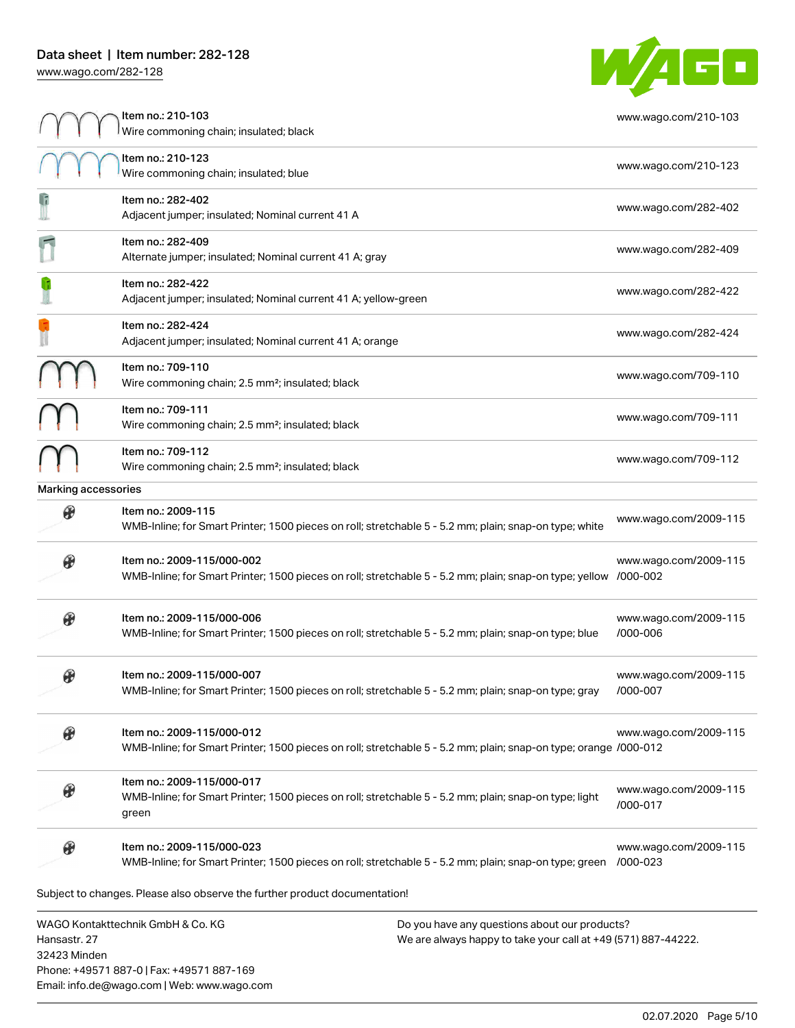| Item | URL |
|---|---|
| Item no.: 210-103<br>Wire commoning chain; insulated; black | www.wago.com/210-103 |
| Item no.: 210-123<br>Wire commoning chain; insulated; blue | www.wago.com/210-123 |
| Item no.: 282-402<br>Adjacent jumper; insulated; Nominal current 41 A | www.wago.com/282-402 |
| Item no.: 282-409<br>Alternate jumper; insulated; Nominal current 41 A; gray | www.wago.com/282-409 |
| Item no.: 282-422<br>Adjacent jumper; insulated; Nominal current 41 A; yellow-green | www.wago.com/282-422 |
| Item no.: 282-424<br>Adjacent jumper; insulated; Nominal current 41 A; orange | www.wago.com/282-424 |
| Item no.: 709-110<br>Wire commoning chain; 2.5 mm²; insulated; black | www.wago.com/709-110 |
| Item no.: 709-111<br>Wire commoning chain; 2.5 mm²; insulated; black | www.wago.com/709-111 |
| Item no.: 709-112<br>Wire commoning chain; 2.5 mm²; insulated; black | www.wago.com/709-112 |

Marking accessories

| Item | URL |
|---|---|
| Item no.: 2009-115<br>WMB-Inline; for Smart Printer; 1500 pieces on roll; stretchable 5 - 5.2 mm; plain; snap-on type; white | www.wago.com/2009-115 |
| Item no.: 2009-115/000-002<br>WMB-Inline; for Smart Printer; 1500 pieces on roll; stretchable 5 - 5.2 mm; plain; snap-on type; yellow | www.wago.com/2009-115/000-002 |
| Item no.: 2009-115/000-006<br>WMB-Inline; for Smart Printer; 1500 pieces on roll; stretchable 5 - 5.2 mm; plain; snap-on type; blue | www.wago.com/2009-115/000-006 |
| Item no.: 2009-115/000-007<br>WMB-Inline; for Smart Printer; 1500 pieces on roll; stretchable 5 - 5.2 mm; plain; snap-on type; gray | www.wago.com/2009-115/000-007 |
| Item no.: 2009-115/000-012<br>WMB-Inline; for Smart Printer; 1500 pieces on roll; stretchable 5 - 5.2 mm; plain; snap-on type; orange | www.wago.com/2009-115/000-012 |
| Item no.: 2009-115/000-017<br>WMB-Inline; for Smart Printer; 1500 pieces on roll; stretchable 5 - 5.2 mm; plain; snap-on type; light green | www.wago.com/2009-115/000-017 |
| Item no.: 2009-115/000-023<br>WMB-Inline; for Smart Printer; 1500 pieces on roll; stretchable 5 - 5.2 mm; plain; snap-on type; green | www.wago.com/2009-115/000-023 |

Subject to changes. Please also observe the further product documentation!

WAGO Kontakttechnik GmbH & Co. KG
Hansastr. 27
32423 Minden
Phone: +49571 887-0 | Fax: +49571 887-169
Email: info.de@wago.com | Web: www.wago.com

Do you have any questions about our products?
We are always happy to take your call at +49 (571) 887-44222.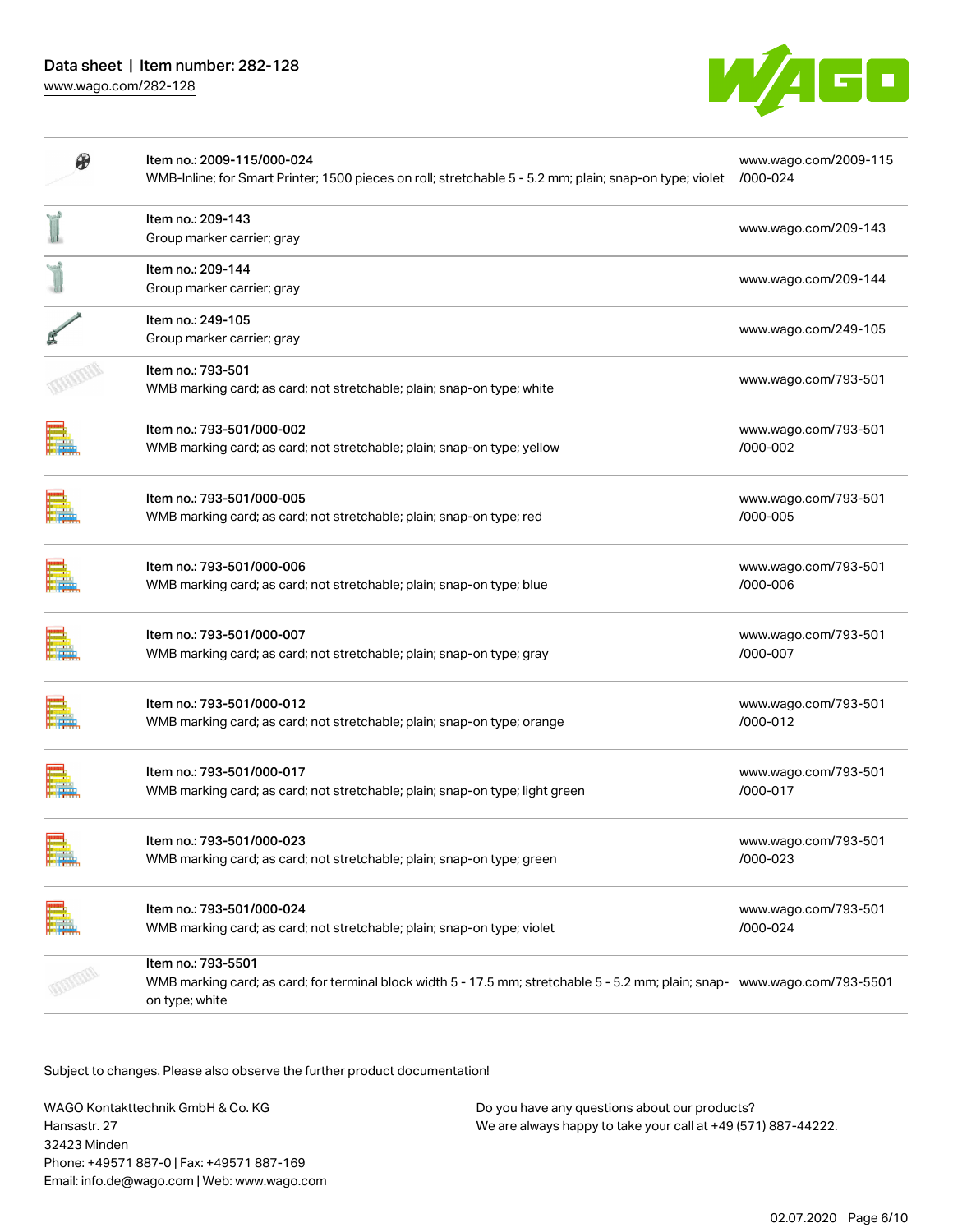| Item no. | Description | Link |
|---|---|---|
| Item no.: 2009-115/000-024 | WMB-Inline; for Smart Printer; 1500 pieces on roll; stretchable 5 - 5.2 mm; plain; snap-on type; violet | www.wago.com/2009-115/000-024 |
| Item no.: 209-143 | Group marker carrier; gray | www.wago.com/209-143 |
| Item no.: 209-144 | Group marker carrier; gray | www.wago.com/209-144 |
| Item no.: 249-105 | Group marker carrier; gray | www.wago.com/249-105 |
| Item no.: 793-501 | WMB marking card; as card; not stretchable; plain; snap-on type; white | www.wago.com/793-501 |
| Item no.: 793-501/000-002 | WMB marking card; as card; not stretchable; plain; snap-on type; yellow | www.wago.com/793-501/000-002 |
| Item no.: 793-501/000-005 | WMB marking card; as card; not stretchable; plain; snap-on type; red | www.wago.com/793-501/000-005 |
| Item no.: 793-501/000-006 | WMB marking card; as card; not stretchable; plain; snap-on type; blue | www.wago.com/793-501/000-006 |
| Item no.: 793-501/000-007 | WMB marking card; as card; not stretchable; plain; snap-on type; gray | www.wago.com/793-501/000-007 |
| Item no.: 793-501/000-012 | WMB marking card; as card; not stretchable; plain; snap-on type; orange | www.wago.com/793-501/000-012 |
| Item no.: 793-501/000-017 | WMB marking card; as card; not stretchable; plain; snap-on type; light green | www.wago.com/793-501/000-017 |
| Item no.: 793-501/000-023 | WMB marking card; as card; not stretchable; plain; snap-on type; green | www.wago.com/793-501/000-023 |
| Item no.: 793-501/000-024 | WMB marking card; as card; not stretchable; plain; snap-on type; violet | www.wago.com/793-501/000-024 |
| Item no.: 793-5501 | WMB marking card; as card; for terminal block width 5 - 17.5 mm; stretchable 5 - 5.2 mm; plain; snap-on type; white | www.wago.com/793-5501 |

Subject to changes. Please also observe the further product documentation!

WAGO Kontakttechnik GmbH & Co. KG
Hansastr. 27
32423 Minden
Phone: +49571 887-0 | Fax: +49571 887-169
Email: info.de@wago.com | Web: www.wago.com

Do you have any questions about our products?
We are always happy to take your call at +49 (571) 887-44222.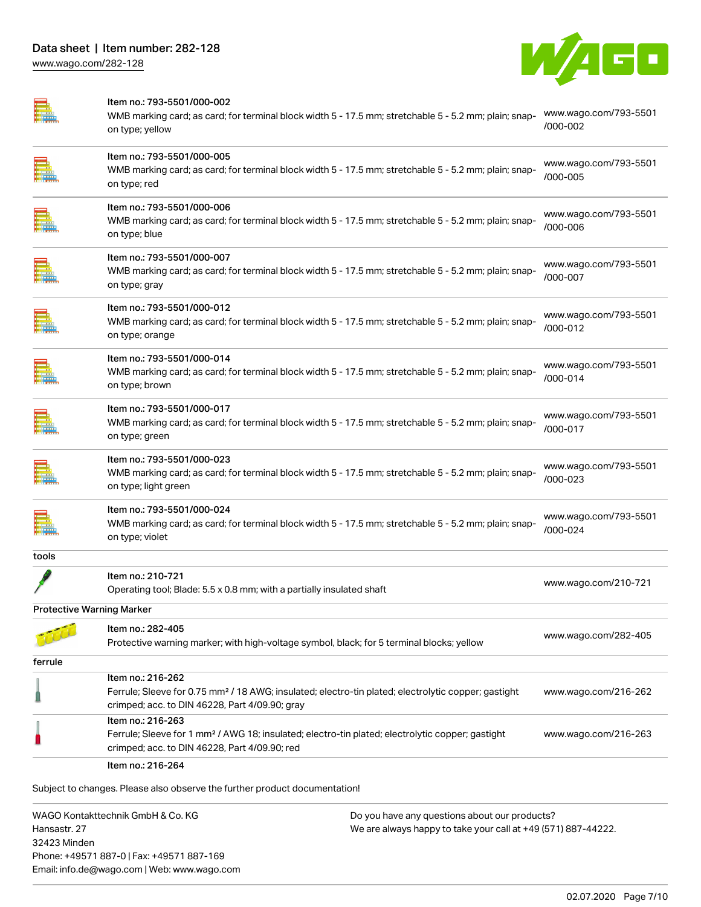| | | |
|---|---|---|
| | Item no.: 793-5501/000-002<br>WMB marking card; as card; for terminal block width 5 - 17.5 mm; stretchable 5 - 5.2 mm; plain; snap-on type; yellow | www.wago.com/793-5501/000-002 |
| | Item no.: 793-5501/000-005<br>WMB marking card; as card; for terminal block width 5 - 17.5 mm; stretchable 5 - 5.2 mm; plain; snap-on type; red | www.wago.com/793-5501/000-005 |
| | Item no.: 793-5501/000-006<br>WMB marking card; as card; for terminal block width 5 - 17.5 mm; stretchable 5 - 5.2 mm; plain; snap-on type; blue | www.wago.com/793-5501/000-006 |
| | Item no.: 793-5501/000-007<br>WMB marking card; as card; for terminal block width 5 - 17.5 mm; stretchable 5 - 5.2 mm; plain; snap-on type; gray | www.wago.com/793-5501/000-007 |
| | Item no.: 793-5501/000-012<br>WMB marking card; as card; for terminal block width 5 - 17.5 mm; stretchable 5 - 5.2 mm; plain; snap-on type; orange | www.wago.com/793-5501/000-012 |
| | Item no.: 793-5501/000-014<br>WMB marking card; as card; for terminal block width 5 - 17.5 mm; stretchable 5 - 5.2 mm; plain; snap-on type; brown | www.wago.com/793-5501/000-014 |
| | Item no.: 793-5501/000-017<br>WMB marking card; as card; for terminal block width 5 - 17.5 mm; stretchable 5 - 5.2 mm; plain; snap-on type; green | www.wago.com/793-5501/000-017 |
| | Item no.: 793-5501/000-023<br>WMB marking card; as card; for terminal block width 5 - 17.5 mm; stretchable 5 - 5.2 mm; plain; snap-on type; light green | www.wago.com/793-5501/000-023 |
| | Item no.: 793-5501/000-024<br>WMB marking card; as card; for terminal block width 5 - 17.5 mm; stretchable 5 - 5.2 mm; plain; snap-on type; violet | www.wago.com/793-5501/000-024 |
| **tools** | | |
| | Item no.: 210-721<br>Operating tool; Blade: 5.5 x 0.8 mm; with a partially insulated shaft | www.wago.com/210-721 |
| **Protective Warning Marker** | | |
| | Item no.: 282-405<br>Protective warning marker; with high-voltage symbol, black; for 5 terminal blocks; yellow | www.wago.com/282-405 |
| **ferrule** | | |
| | Item no.: 216-262<br>Ferrule; Sleeve for 0.75 mm² / 18 AWG; insulated; electro-tin plated; electrolytic copper; gastight crimped; acc. to DIN 46228, Part 4/09.90; gray | www.wago.com/216-262 |
| | Item no.: 216-263<br>Ferrule; Sleeve for 1 mm² / AWG 18; insulated; electro-tin plated; electrolytic copper; gastight crimped; acc. to DIN 46228, Part 4/09.90; red | www.wago.com/216-263 |
| | Item no.: 216-264 | |

Subject to changes. Please also observe the further product documentation!

WAGO Kontakttechnik GmbH & Co. KG
Hansastr. 27
32423 Minden
Phone: +49571 887-0 | Fax: +49571 887-169
Email: info.de@wago.com | Web: www.wago.com

Do you have any questions about our products?
We are always happy to take your call at +49 (571) 887-44222.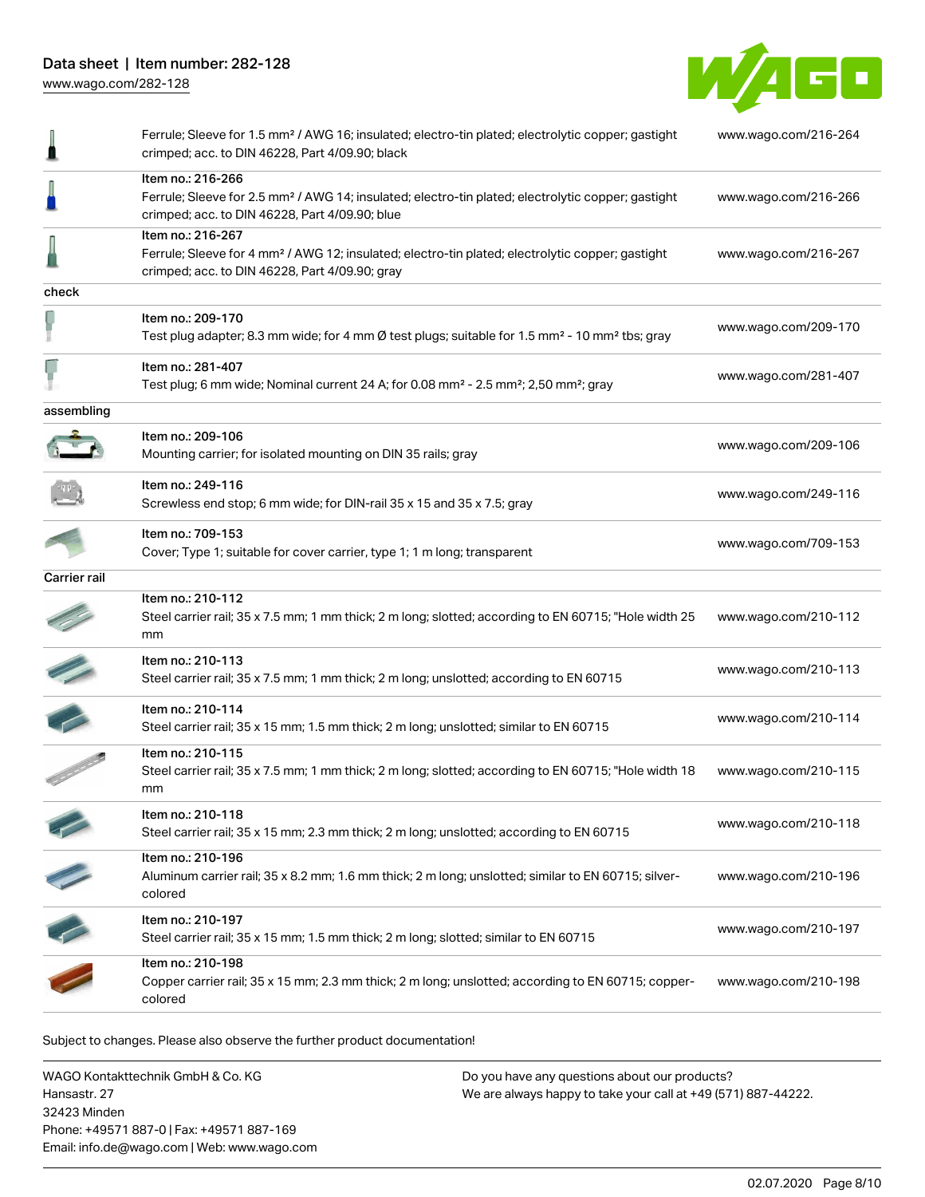| | | |
|---|---|---|
| | Ferrule; Sleeve for 1.5 mm² / AWG 16; insulated; electro-tin plated; electrolytic copper; gastight crimped; acc. to DIN 46228, Part 4/09.90; black | www.wago.com/216-264 |
| | Item no.: 216-266<br>Ferrule; Sleeve for 2.5 mm² / AWG 14; insulated; electro-tin plated; electrolytic copper; gastight crimped; acc. to DIN 46228, Part 4/09.90; blue | www.wago.com/216-266 |
| | Item no.: 216-267<br>Ferrule; Sleeve for 4 mm² / AWG 12; insulated; electro-tin plated; electrolytic copper; gastight crimped; acc. to DIN 46228, Part 4/09.90; gray | www.wago.com/216-267 |
| **check** | | |
| | Item no.: 209-170<br>Test plug adapter; 8.3 mm wide; for 4 mm Ø test plugs; suitable for 1.5 mm² - 10 mm² tbs; gray | www.wago.com/209-170 |
| | Item no.: 281-407<br>Test plug; 6 mm wide; Nominal current 24 A; for 0.08 mm² - 2.5 mm²; 2,50 mm²; gray | www.wago.com/281-407 |
| **assembling** | | |
| | Item no.: 209-106<br>Mounting carrier; for isolated mounting on DIN 35 rails; gray | www.wago.com/209-106 |
| | Item no.: 249-116<br>Screwless end stop; 6 mm wide; for DIN-rail 35 x 15 and 35 x 7.5; gray | www.wago.com/249-116 |
| | Item no.: 709-153<br>Cover; Type 1; suitable for cover carrier, type 1; 1 m long; transparent | www.wago.com/709-153 |
| **Carrier rail** | | |
| | Item no.: 210-112<br>Steel carrier rail; 35 x 7.5 mm; 1 mm thick; 2 m long; slotted; according to EN 60715; "Hole width 25 mm | www.wago.com/210-112 |
| | Item no.: 210-113<br>Steel carrier rail; 35 x 7.5 mm; 1 mm thick; 2 m long; unslotted; according to EN 60715 | www.wago.com/210-113 |
| | Item no.: 210-114<br>Steel carrier rail; 35 x 15 mm; 1.5 mm thick; 2 m long; unslotted; similar to EN 60715 | www.wago.com/210-114 |
| | Item no.: 210-115<br>Steel carrier rail; 35 x 7.5 mm; 1 mm thick; 2 m long; slotted; according to EN 60715; "Hole width 18 mm | www.wago.com/210-115 |
| | Item no.: 210-118<br>Steel carrier rail; 35 x 15 mm; 2.3 mm thick; 2 m long; unslotted; according to EN 60715 | www.wago.com/210-118 |
| | Item no.: 210-196<br>Aluminum carrier rail; 35 x 8.2 mm; 1.6 mm thick; 2 m long; unslotted; similar to EN 60715; silver-colored | www.wago.com/210-196 |
| | Item no.: 210-197<br>Steel carrier rail; 35 x 15 mm; 1.5 mm thick; 2 m long; slotted; similar to EN 60715 | www.wago.com/210-197 |
| | Item no.: 210-198<br>Copper carrier rail; 35 x 15 mm; 2.3 mm thick; 2 m long; unslotted; according to EN 60715; copper-colored | www.wago.com/210-198 |

Subject to changes. Please also observe the further product documentation!

WAGO Kontakttechnik GmbH & Co. KG
Hansastr. 27
32423 Minden
Phone: +49571 887-0 | Fax: +49571 887-169
Email: info.de@wago.com | Web: www.wago.com

Do you have any questions about our products?
We are always happy to take your call at +49 (571) 887-44222.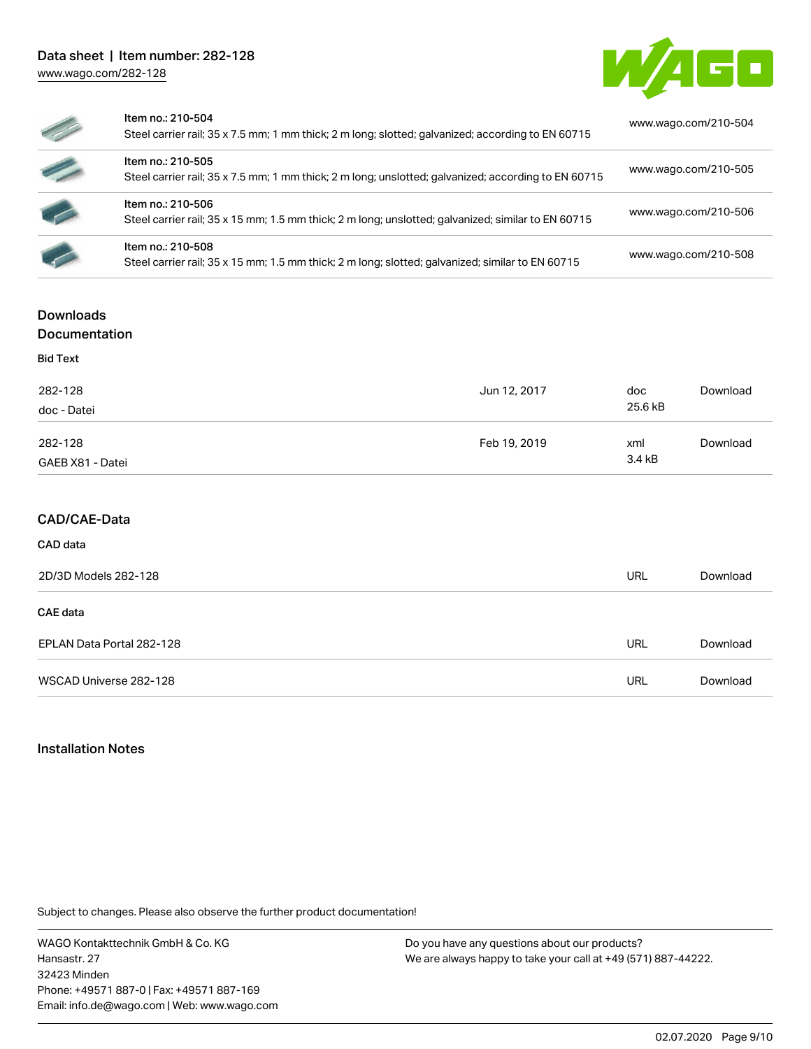| Item no. | Description | Link |
|---|---|---|
| Item no.: 210-504 | Steel carrier rail; 35 x 7.5 mm; 1 mm thick; 2 m long; slotted; galvanized; according to EN 60715 | www.wago.com/210-504 |
| Item no.: 210-505 | Steel carrier rail; 35 x 7.5 mm; 1 mm thick; 2 m long; unslotted; galvanized; according to EN 60715 | www.wago.com/210-505 |
| Item no.: 210-506 | Steel carrier rail; 35 x 15 mm; 1.5 mm thick; 2 m long; unslotted; galvanized; similar to EN 60715 | www.wago.com/210-506 |
| Item no.: 210-508 | Steel carrier rail; 35 x 15 mm; 1.5 mm thick; 2 m long; slotted; galvanized; similar to EN 60715 | www.wago.com/210-508 |

## Downloads

### Documentation

**Bid Text**

| | | | |
|---|---|---|---|
| 282-128<br>doc - Datei | Jun 12, 2017 | doc<br>25.6 kB | Download |
| 282-128<br>GAEB X81 - Datei | Feb 19, 2019 | xml<br>3.4 kB | Download |

### CAD/CAE-Data

**CAD data**

| | | |
|---|---|---|
| 2D/3D Models 282-128 | URL | Download |

**CAE data**

| | | |
|---|---|---|
| EPLAN Data Portal 282-128 | URL | Download |
| WSCAD Universe 282-128 | URL | Download |

### Installation Notes

Subject to changes. Please also observe the further product documentation!

WAGO Kontakttechnik GmbH & Co. KG
Hansastr. 27
32423 Minden
Phone: +49571 887-0 | Fax: +49571 887-169
Email: info.de@wago.com | Web: www.wago.com

Do you have any questions about our products?
We are always happy to take your call at +49 (571) 887-44222.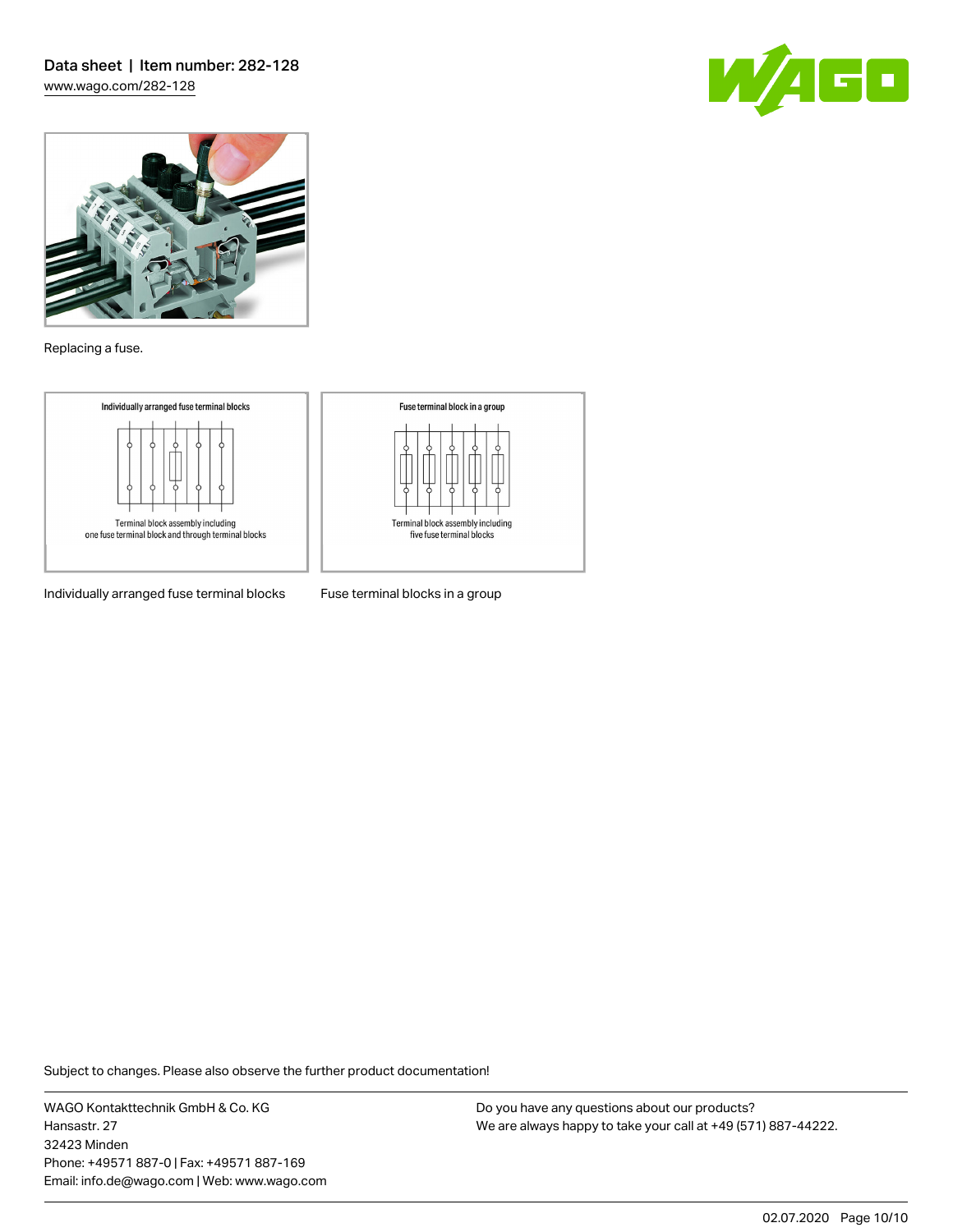Replacing a fuse.

Individually arranged fuse terminal blocks

Terminal block assembly including
one fuse terminal block and through terminal blocks

Individually arranged fuse terminal blocks

Fuse terminal block in a group

Terminal block assembly including
five fuse terminal blocks

Fuse terminal blocks in a group

Subject to changes. Please also observe the further product documentation!

WAGO Kontakttechnik GmbH & Co. KG
Hansastr. 27
32423 Minden
Phone: +49571 887-0 | Fax: +49571 887-169
Email: info.de@wago.com | Web: www.wago.com

Do you have any questions about our products?
We are always happy to take your call at +49 (571) 887-44222.